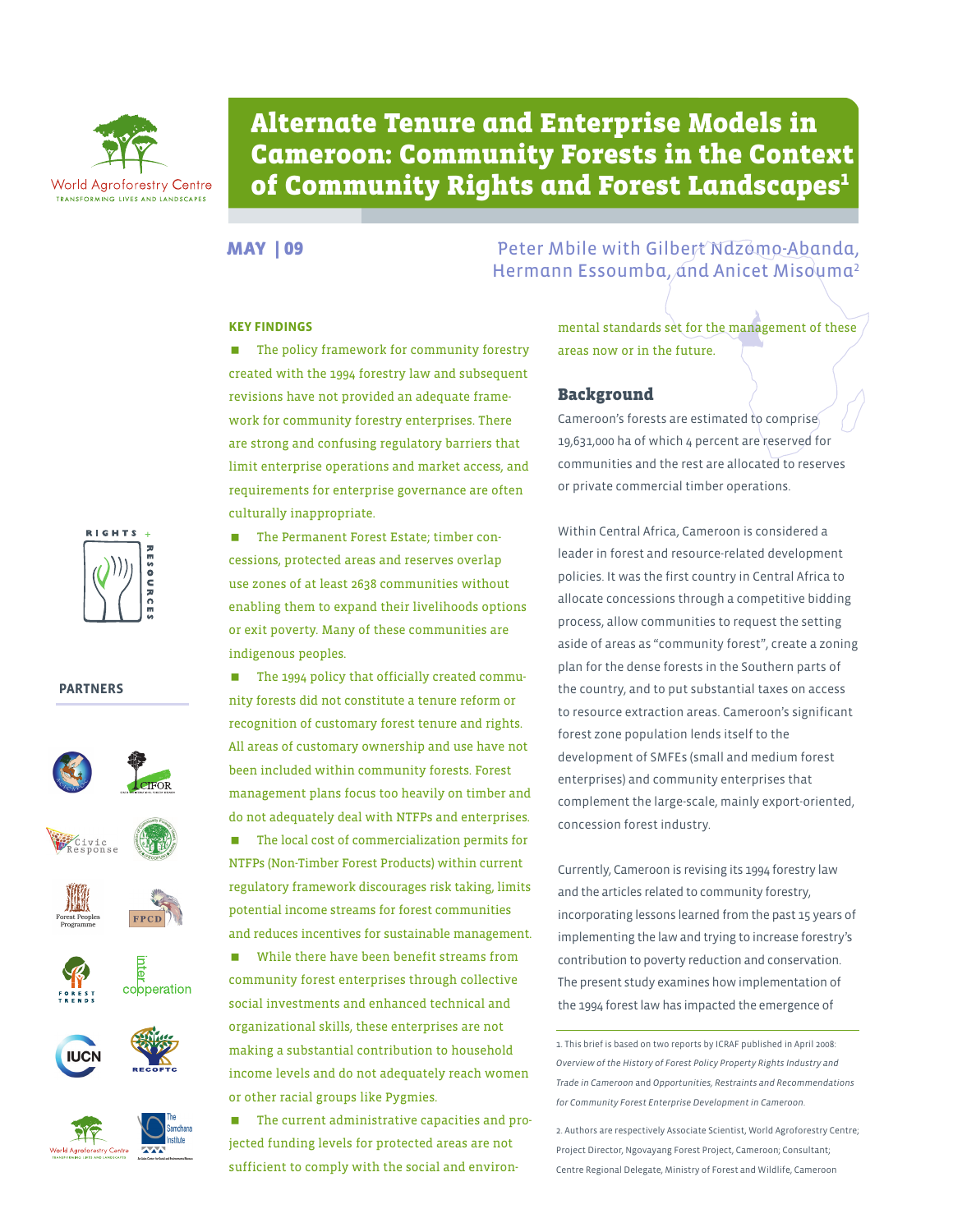World Agroforestry Centre
TRANSFORMING LIVES AND LANDSCAPES

# Alternate Tenure and Enterprise Models in Cameroon: Community Forests in the Context of Community Rights and Forest Landscapes[1]

**MAY | 09**

Peter Mbile with Gilbert Ndzomo-Abanda, Hermann Essoumba, and Anicet Misouma[2]

RIGHTS + RESOURCES

**PARTNERS**

### KEY FINDINGS

- The policy framework for community forestry created with the 1994 forestry law and subsequent revisions have not provided an adequate framework for community forestry enterprises. There are strong and confusing regulatory barriers that limit enterprise operations and market access, and requirements for enterprise governance are often culturally inappropriate.
- The Permanent Forest Estate; timber concessions, protected areas and reserves overlap use zones of at least 2638 communities without enabling them to expand their livelihoods options or exit poverty. Many of these communities are indigenous peoples.
- The 1994 policy that officially created community forests did not constitute a tenure reform or recognition of customary forest tenure and rights. All areas of customary ownership and use have not been included within community forests. Forest management plans focus too heavily on timber and do not adequately deal with NTFPs and enterprises.
- The local cost of commercialization permits for NTFPs (Non-Timber Forest Products) within current regulatory framework discourages risk taking, limits potential income streams for forest communities and reduces incentives for sustainable management.
- While there have been benefit streams from community forest enterprises through collective social investments and enhanced technical and organizational skills, these enterprises are not making a substantial contribution to household income levels and do not adequately reach women or other racial groups like Pygmies.
- The current administrative capacities and projected funding levels for protected areas are not sufficient to comply with the social and environmental standards set for the management of these areas now or in the future.

## Background

Cameroon's forests are estimated to comprise 19,631,000 ha of which 4 percent are reserved for communities and the rest are allocated to reserves or private commercial timber operations.

Within Central Africa, Cameroon is considered a leader in forest and resource-related development policies. It was the first country in Central Africa to allocate concessions through a competitive bidding process, allow communities to request the setting aside of areas as "community forest", create a zoning plan for the dense forests in the Southern parts of the country, and to put substantial taxes on access to resource extraction areas. Cameroon's significant forest zone population lends itself to the development of SMFEs (small and medium forest enterprises) and community enterprises that complement the large-scale, mainly export-oriented, concession forest industry.

Currently, Cameroon is revising its 1994 forestry law and the articles related to community forestry, incorporating lessons learned from the past 15 years of implementing the law and trying to increase forestry's contribution to poverty reduction and conservation. The present study examines how implementation of the 1994 forest law has impacted the emergence of

---

1. This brief is based on two reports by ICRAF published in April 2008: *Overview of the History of Forest Policy Property Rights Industry and Trade in Cameroon* and *Opportunities, Restraints and Recommendations for Community Forest Enterprise Development in Cameroon.*

2. Authors are respectively Associate Scientist, World Agroforestry Centre; Project Director, Ngovayang Forest Project, Cameroon; Consultant; Centre Regional Delegate, Ministry of Forest and Wildlife, Cameroon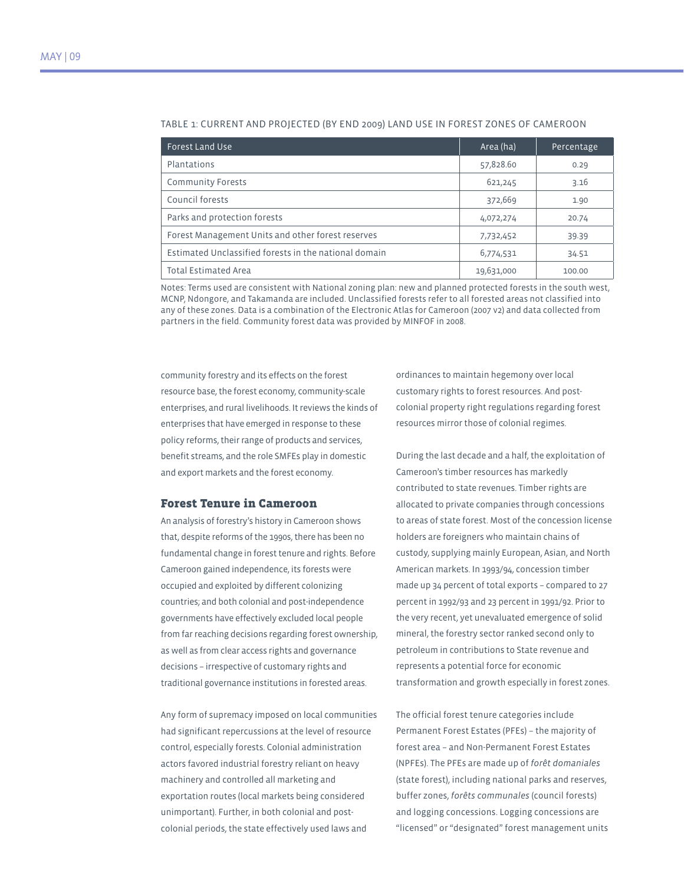TABLE 1: CURRENT AND PROJECTED (BY END 2009) LAND USE IN FOREST ZONES OF CAMEROON

| Forest Land Use | Area (ha) | Percentage |
|---|---|---|
| Plantations | 57,828.60 | 0.29 |
| Community Forests | 621,245 | 3.16 |
| Council forests | 372,669 | 1.90 |
| Parks and protection forests | 4,072,274 | 20.74 |
| Forest Management Units and other forest reserves | 7,732,452 | 39.39 |
| Estimated Unclassified forests in the national domain | 6,774,531 | 34.51 |
| Total Estimated Area | 19,631,000 | 100.00 |

Notes: Terms used are consistent with National zoning plan: new and planned protected forests in the south west, MCNP, Ndongore, and Takamanda are included. Unclassified forests refer to all forested areas not classified into any of these zones. Data is a combination of the Electronic Atlas for Cameroon (2007 v2) and data collected from partners in the field. Community forest data was provided by MINFOF in 2008.

community forestry and its effects on the forest resource base, the forest economy, community-scale enterprises, and rural livelihoods. It reviews the kinds of enterprises that have emerged in response to these policy reforms, their range of products and services, benefit streams, and the role SMFEs play in domestic and export markets and the forest economy.

## Forest Tenure in Cameroon

An analysis of forestry's history in Cameroon shows that, despite reforms of the 1990s, there has been no fundamental change in forest tenure and rights. Before Cameroon gained independence, its forests were occupied and exploited by different colonizing countries; and both colonial and post-independence governments have effectively excluded local people from far reaching decisions regarding forest ownership, as well as from clear access rights and governance decisions – irrespective of customary rights and traditional governance institutions in forested areas.

Any form of supremacy imposed on local communities had significant repercussions at the level of resource control, especially forests. Colonial administration actors favored industrial forestry reliant on heavy machinery and controlled all marketing and exportation routes (local markets being considered unimportant). Further, in both colonial and post-colonial periods, the state effectively used laws and ordinances to maintain hegemony over local customary rights to forest resources. And post-colonial property right regulations regarding forest resources mirror those of colonial regimes.

During the last decade and a half, the exploitation of Cameroon's timber resources has markedly contributed to state revenues. Timber rights are allocated to private companies through concessions to areas of state forest. Most of the concession license holders are foreigners who maintain chains of custody, supplying mainly European, Asian, and North American markets. In 1993/94, concession timber made up 34 percent of total exports – compared to 27 percent in 1992/93 and 23 percent in 1991/92. Prior to the very recent, yet unevaluated emergence of solid mineral, the forestry sector ranked second only to petroleum in contributions to State revenue and represents a potential force for economic transformation and growth especially in forest zones.

The official forest tenure categories include Permanent Forest Estates (PFEs) – the majority of forest area – and Non-Permanent Forest Estates (NPFEs). The PFEs are made up of *forêt domaniales* (state forest), including national parks and reserves, buffer zones, *forêts communales* (council forests) and logging concessions. Logging concessions are "licensed" or "designated" forest management units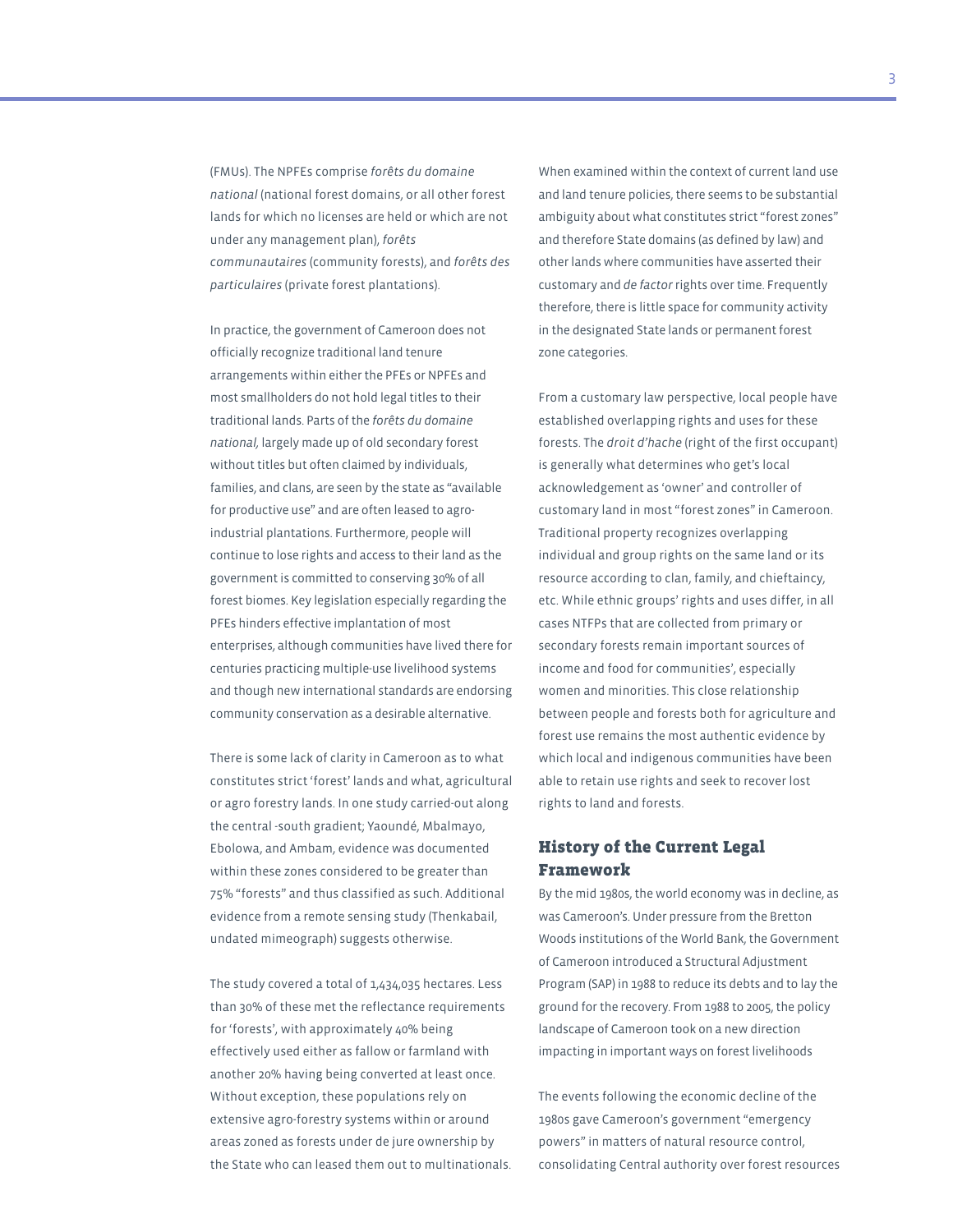(FMUs). The NPFEs comprise *forêts du domaine national* (national forest domains, or all other forest lands for which no licenses are held or which are not under any management plan), *forêts communautaires* (community forests), and *forêts des particulaires* (private forest plantations).

In practice, the government of Cameroon does not officially recognize traditional land tenure arrangements within either the PFEs or NPFEs and most smallholders do not hold legal titles to their traditional lands. Parts of the *forêts du domaine national,* largely made up of old secondary forest without titles but often claimed by individuals, families, and clans, are seen by the state as "available for productive use" and are often leased to agro-industrial plantations. Furthermore, people will continue to lose rights and access to their land as the government is committed to conserving 30% of all forest biomes. Key legislation especially regarding the PFEs hinders effective implantation of most enterprises, although communities have lived there for centuries practicing multiple-use livelihood systems and though new international standards are endorsing community conservation as a desirable alternative.

There is some lack of clarity in Cameroon as to what constitutes strict 'forest' lands and what, agricultural or agro forestry lands. In one study carried-out along the central -south gradient; Yaoundé, Mbalmayo, Ebolowa, and Ambam, evidence was documented within these zones considered to be greater than 75% "forests" and thus classified as such. Additional evidence from a remote sensing study (Thenkabail, undated mimeograph) suggests otherwise.

The study covered a total of 1,434,035 hectares. Less than 30% of these met the reflectance requirements for 'forests', with approximately 40% being effectively used either as fallow or farmland with another 20% having being converted at least once. Without exception, these populations rely on extensive agro-forestry systems within or around areas zoned as forests under de jure ownership by the State who can leased them out to multinationals. When examined within the context of current land use and land tenure policies, there seems to be substantial ambiguity about what constitutes strict "forest zones" and therefore State domains (as defined by law) and other lands where communities have asserted their customary and *de factor* rights over time. Frequently therefore, there is little space for community activity in the designated State lands or permanent forest zone categories.

From a customary law perspective, local people have established overlapping rights and uses for these forests. The *droit d'hache* (right of the first occupant) is generally what determines who get's local acknowledgement as 'owner' and controller of customary land in most "forest zones" in Cameroon. Traditional property recognizes overlapping individual and group rights on the same land or its resource according to clan, family, and chieftaincy, etc. While ethnic groups' rights and uses differ, in all cases NTFPs that are collected from primary or secondary forests remain important sources of income and food for communities', especially women and minorities. This close relationship between people and forests both for agriculture and forest use remains the most authentic evidence by which local and indigenous communities have been able to retain use rights and seek to recover lost rights to land and forests.

## History of the Current Legal Framework

By the mid 1980s, the world economy was in decline, as was Cameroon's. Under pressure from the Bretton Woods institutions of the World Bank, the Government of Cameroon introduced a Structural Adjustment Program (SAP) in 1988 to reduce its debts and to lay the ground for the recovery. From 1988 to 2005, the policy landscape of Cameroon took on a new direction impacting in important ways on forest livelihoods

The events following the economic decline of the 1980s gave Cameroon's government "emergency powers" in matters of natural resource control, consolidating Central authority over forest resources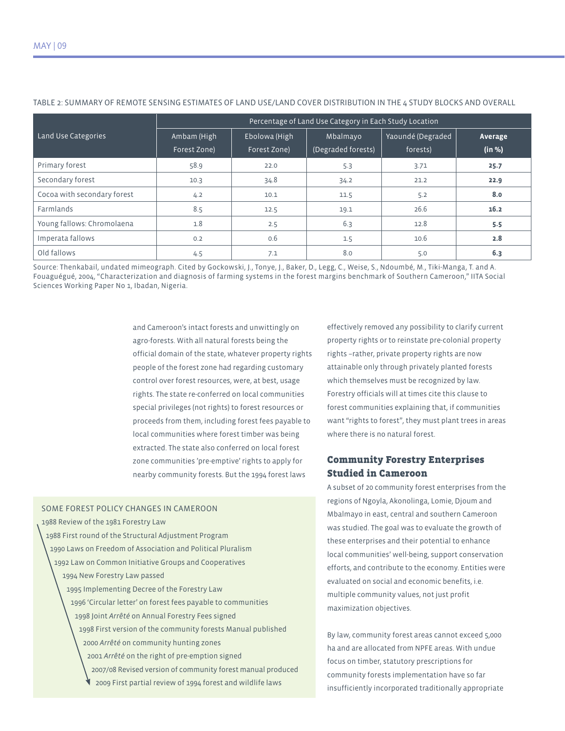TABLE 2: SUMMARY OF REMOTE SENSING ESTIMATES OF LAND USE/LAND COVER DISTRIBUTION IN THE 4 STUDY BLOCKS AND OVERALL

| Land Use Categories | Percentage of Land Use Category in Each Study Location | | | | |
|---|---|---|---|---|---|
| | Ambam (High Forest Zone) | Ebolowa (High Forest Zone) | Mbalmayo (Degraded forests) | Yaoundé (Degraded forests) | **Average (in %)** |
| Primary forest | 58.9 | 22.0 | 5.3 | 3.71 | **25.7** |
| Secondary forest | 10.3 | 34.8 | 34.2 | 21.2 | **22.9** |
| Cocoa with secondary forest | 4.2 | 10.1 | 11.5 | 5.2 | **8.0** |
| Farmlands | 8.5 | 12.5 | 19.1 | 26.6 | **16.2** |
| Young fallows: Chromolaena | 1.8 | 2.5 | 6.3 | 12.8 | **5.5** |
| Imperata fallows | 0.2 | 0.6 | 1.5 | 10.6 | **2.8** |
| Old fallows | 4.5 | 7.1 | 8.0 | 5.0 | **6.3** |

Source: Thenkabail, undated mimeograph. Cited by Gockowski, J., Tonye, J., Baker, D., Legg, C., Weise, S., Ndoumbé, M., Tiki-Manga, T. and A. Fouaguégué, 2004, "Characterization and diagnosis of farming systems in the forest margins benchmark of Southern Cameroon," IITA Social Sciences Working Paper No 1, Ibadan, Nigeria.

and Cameroon's intact forests and unwittingly on agro-forests. With all natural forests being the official domain of the state, whatever property rights people of the forest zone had regarding customary control over forest resources, were, at best, usage rights. The state re-conferred on local communities special privileges (not rights) to forest resources or proceeds from them, including forest fees payable to local communities where forest timber was being extracted. The state also conferred on local forest zone communities 'pre-emptive' rights to apply for nearby community forests. But the 1994 forest laws effectively removed any possibility to clarify current property rights or to reinstate pre-colonial property rights –rather, private property rights are now attainable only through privately planted forests which themselves must be recognized by law. Forestry officials will at times cite this clause to forest communities explaining that, if communities want "rights to forest", they must plant trees in areas where there is no natural forest.

SOME FOREST POLICY CHANGES IN CAMEROON

- 1988 Review of the 1981 Forestry Law
- 1988 First round of the Structural Adjustment Program
- 1990 Laws on Freedom of Association and Political Pluralism
- 1992 Law on Common Initiative Groups and Cooperatives
- 1994 New Forestry Law passed
- 1995 Implementing Decree of the Forestry Law
- 1996 'Circular letter' on forest fees payable to communities
- 1998 Joint *Arrêté* on Annual Forestry Fees signed
- 1998 First version of the community forests Manual published
- 2000 *Arrêté* on community hunting zones
- 2001 *Arrêté* on the right of pre-emption signed
- 2007/08 Revised version of community forest manual produced
- 2009 First partial review of 1994 forest and wildlife laws

## Community Forestry Enterprises Studied in Cameroon

A subset of 20 community forest enterprises from the regions of Ngoyla, Akonolinga, Lomie, Djoum and Mbalmayo in east, central and southern Cameroon was studied. The goal was to evaluate the growth of these enterprises and their potential to enhance local communities' well-being, support conservation efforts, and contribute to the economy. Entities were evaluated on social and economic benefits, i.e. multiple community values, not just profit maximization objectives.

By law, community forest areas cannot exceed 5,000 ha and are allocated from NPFE areas. With undue focus on timber, statutory prescriptions for community forests implementation have so far insufficiently incorporated traditionally appropriate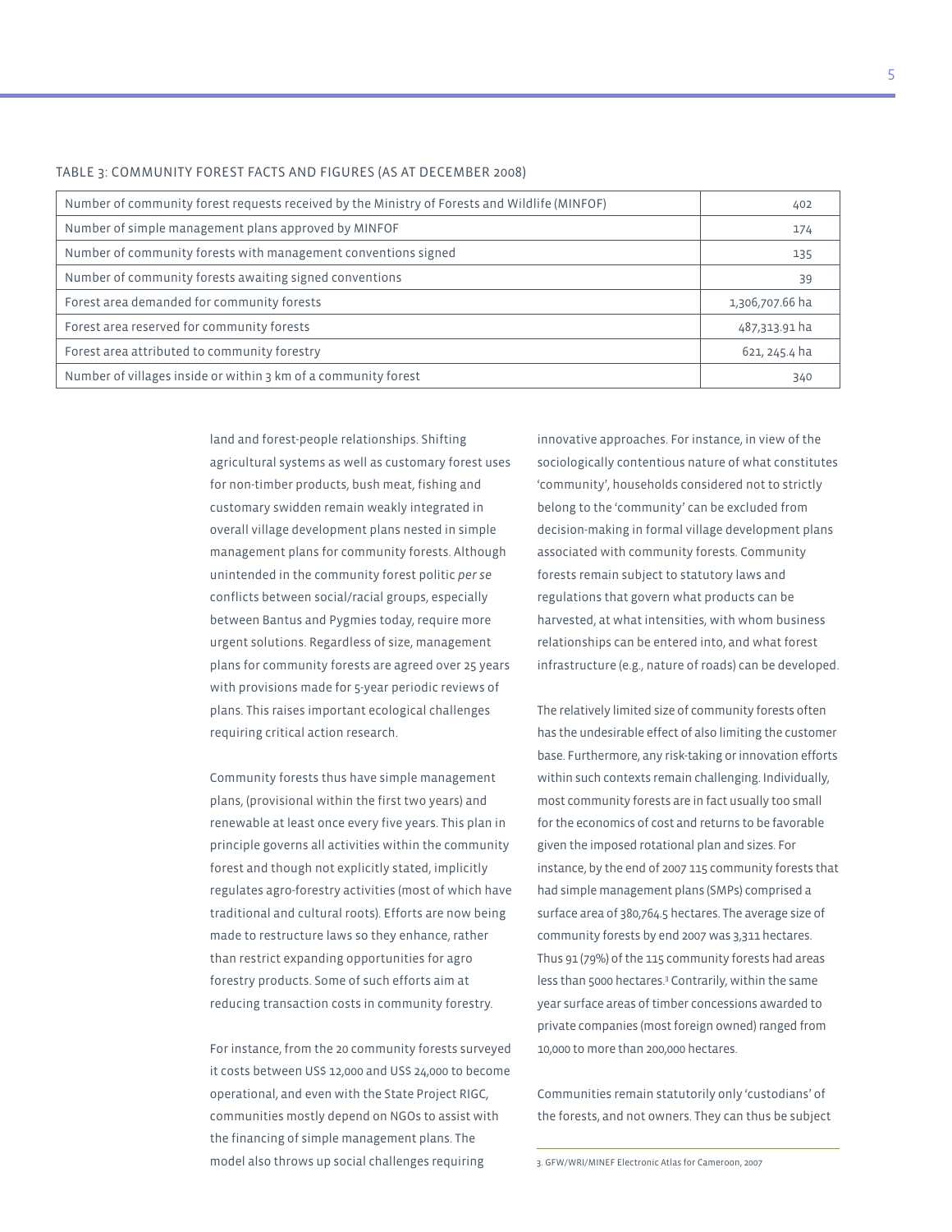TABLE 3: COMMUNITY FOREST FACTS AND FIGURES (AS AT DECEMBER 2008)

| | |
|---|---|
| Number of community forest requests received by the Ministry of Forests and Wildlife (MINFOF) | 402 |
| Number of simple management plans approved by MINFOF | 174 |
| Number of community forests with management conventions signed | 135 |
| Number of community forests awaiting signed conventions | 39 |
| Forest area demanded for community forests | 1,306,707.66 ha |
| Forest area reserved for community forests | 487,313.91 ha |
| Forest area attributed to community forestry | 621, 245.4 ha |
| Number of villages inside or within 3 km of a community forest | 340 |

land and forest-people relationships. Shifting agricultural systems as well as customary forest uses for non-timber products, bush meat, fishing and customary swidden remain weakly integrated in overall village development plans nested in simple management plans for community forests. Although unintended in the community forest politic *per se* conflicts between social/racial groups, especially between Bantus and Pygmies today, require more urgent solutions. Regardless of size, management plans for community forests are agreed over 25 years with provisions made for 5-year periodic reviews of plans. This raises important ecological challenges requiring critical action research.

Community forests thus have simple management plans, (provisional within the first two years) and renewable at least once every five years. This plan in principle governs all activities within the community forest and though not explicitly stated, implicitly regulates agro-forestry activities (most of which have traditional and cultural roots). Efforts are now being made to restructure laws so they enhance, rather than restrict expanding opportunities for agro forestry products. Some of such efforts aim at reducing transaction costs in community forestry.

For instance, from the 20 community forests surveyed it costs between US$ 12,000 and US$ 24,000 to become operational, and even with the State Project RIGC, communities mostly depend on NGOs to assist with the financing of simple management plans. The model also throws up social challenges requiring innovative approaches. For instance, in view of the sociologically contentious nature of what constitutes 'community', households considered not to strictly belong to the 'community' can be excluded from decision-making in formal village development plans associated with community forests. Community forests remain subject to statutory laws and regulations that govern what products can be harvested, at what intensities, with whom business relationships can be entered into, and what forest infrastructure (e.g., nature of roads) can be developed.

The relatively limited size of community forests often has the undesirable effect of also limiting the customer base. Furthermore, any risk-taking or innovation efforts within such contexts remain challenging. Individually, most community forests are in fact usually too small for the economics of cost and returns to be favorable given the imposed rotational plan and sizes. For instance, by the end of 2007 115 community forests that had simple management plans (SMPs) comprised a surface area of 380,764.5 hectares. The average size of community forests by end 2007 was 3,311 hectares. Thus 91 (79%) of the 115 community forests had areas less than 5000 hectares.[3] Contrarily, within the same year surface areas of timber concessions awarded to private companies (most foreign owned) ranged from 10,000 to more than 200,000 hectares.

Communities remain statutorily only 'custodians' of the forests, and not owners. They can thus be subject

3. GFW/WRI/MINEF Electronic Atlas for Cameroon, 2007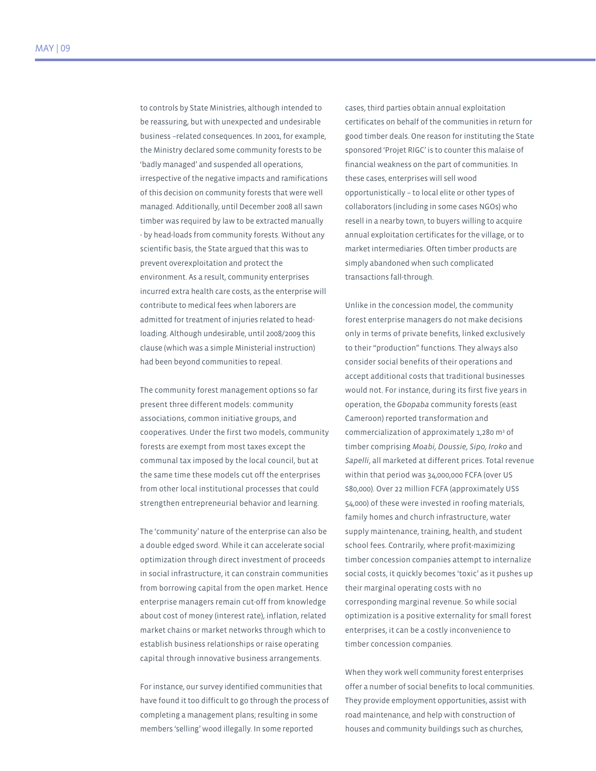to controls by State Ministries, although intended to be reassuring, but with unexpected and undesirable business –related consequences. In 2001, for example, the Ministry declared some community forests to be 'badly managed' and suspended all operations, irrespective of the negative impacts and ramifications of this decision on community forests that were well managed. Additionally, until December 2008 all sawn timber was required by law to be extracted manually - by head-loads from community forests. Without any scientific basis, the State argued that this was to prevent overexploitation and protect the environment. As a result, community enterprises incurred extra health care costs, as the enterprise will contribute to medical fees when laborers are admitted for treatment of injuries related to head-loading. Although undesirable, until 2008/2009 this clause (which was a simple Ministerial instruction) had been beyond communities to repeal.

The community forest management options so far present three different models: community associations, common initiative groups, and cooperatives. Under the first two models, community forests are exempt from most taxes except the communal tax imposed by the local council, but at the same time these models cut off the enterprises from other local institutional processes that could strengthen entrepreneurial behavior and learning.

The 'community' nature of the enterprise can also be a double edged sword. While it can accelerate social optimization through direct investment of proceeds in social infrastructure, it can constrain communities from borrowing capital from the open market. Hence enterprise managers remain cut-off from knowledge about cost of money (interest rate), inflation, related market chains or market networks through which to establish business relationships or raise operating capital through innovative business arrangements.

For instance, our survey identified communities that have found it too difficult to go through the process of completing a management plans; resulting in some members 'selling' wood illegally. In some reported cases, third parties obtain annual exploitation certificates on behalf of the communities in return for good timber deals. One reason for instituting the State sponsored 'Projet RIGC' is to counter this malaise of financial weakness on the part of communities. In these cases, enterprises will sell wood opportunistically – to local elite or other types of collaborators (including in some cases NGOs) who resell in a nearby town, to buyers willing to acquire annual exploitation certificates for the village, or to market intermediaries. Often timber products are simply abandoned when such complicated transactions fall-through.

Unlike in the concession model, the community forest enterprise managers do not make decisions only in terms of private benefits, linked exclusively to their "production" functions. They always also consider social benefits of their operations and accept additional costs that traditional businesses would not. For instance, during its first five years in operation, the *Gbopaba* community forests (east Cameroon) reported transformation and commercialization of approximately 1,280 $m^3$ of timber comprising *Moabi, Doussie, Sipo, Iroko* and *Sapelli*, all marketed at different prices. Total revenue within that period was 34,000,000 FCFA (over US $80,000). Over 22 million FCFA (approximately US$ 54,000) of these were invested in roofing materials, family homes and church infrastructure, water supply maintenance, training, health, and student school fees. Contrarily, where profit-maximizing timber concession companies attempt to internalize social costs, it quickly becomes 'toxic' as it pushes up their marginal operating costs with no corresponding marginal revenue. So while social optimization is a positive externality for small forest enterprises, it can be a costly inconvenience to timber concession companies.

When they work well community forest enterprises offer a number of social benefits to local communities. They provide employment opportunities, assist with road maintenance, and help with construction of houses and community buildings such as churches,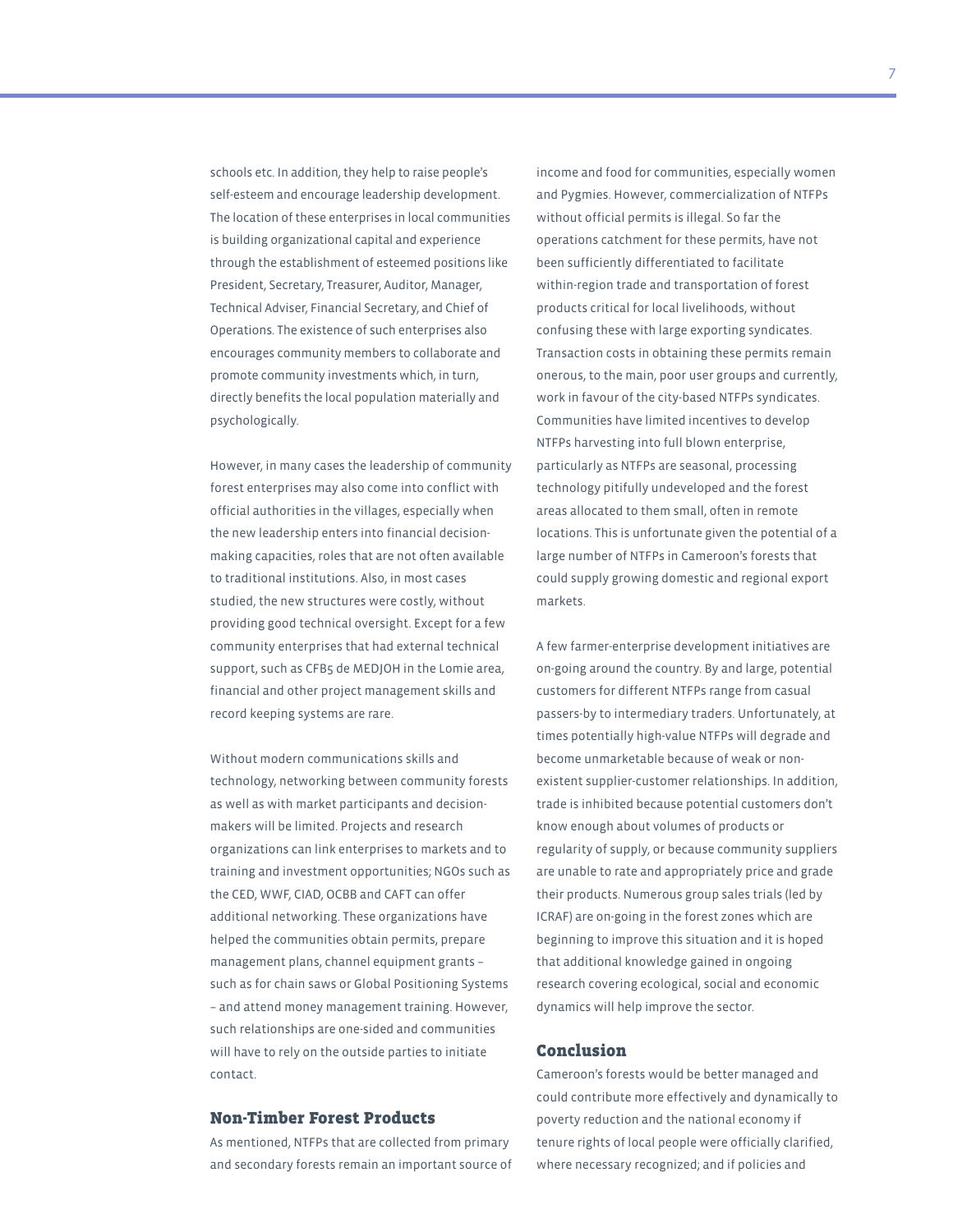schools etc. In addition, they help to raise people's self-esteem and encourage leadership development. The location of these enterprises in local communities is building organizational capital and experience through the establishment of esteemed positions like President, Secretary, Treasurer, Auditor, Manager, Technical Adviser, Financial Secretary, and Chief of Operations. The existence of such enterprises also encourages community members to collaborate and promote community investments which, in turn, directly benefits the local population materially and psychologically.

However, in many cases the leadership of community forest enterprises may also come into conflict with official authorities in the villages, especially when the new leadership enters into financial decision-making capacities, roles that are not often available to traditional institutions. Also, in most cases studied, the new structures were costly, without providing good technical oversight. Except for a few community enterprises that had external technical support, such as CFB5 de MEDJOH in the Lomie area, financial and other project management skills and record keeping systems are rare.

Without modern communications skills and technology, networking between community forests as well as with market participants and decision-makers will be limited. Projects and research organizations can link enterprises to markets and to training and investment opportunities; NGOs such as the CED, WWF, CIAD, OCBB and CAFT can offer additional networking. These organizations have helped the communities obtain permits, prepare management plans, channel equipment grants – such as for chain saws or Global Positioning Systems – and attend money management training. However, such relationships are one-sided and communities will have to rely on the outside parties to initiate contact.

## Non-Timber Forest Products

As mentioned, NTFPs that are collected from primary and secondary forests remain an important source of income and food for communities, especially women and Pygmies. However, commercialization of NTFPs without official permits is illegal. So far the operations catchment for these permits, have not been sufficiently differentiated to facilitate within-region trade and transportation of forest products critical for local livelihoods, without confusing these with large exporting syndicates. Transaction costs in obtaining these permits remain onerous, to the main, poor user groups and currently, work in favour of the city-based NTFPs syndicates. Communities have limited incentives to develop NTFPs harvesting into full blown enterprise, particularly as NTFPs are seasonal, processing technology pitifully undeveloped and the forest areas allocated to them small, often in remote locations. This is unfortunate given the potential of a large number of NTFPs in Cameroon's forests that could supply growing domestic and regional export markets.

A few farmer-enterprise development initiatives are on-going around the country. By and large, potential customers for different NTFPs range from casual passers-by to intermediary traders. Unfortunately, at times potentially high-value NTFPs will degrade and become unmarketable because of weak or non-existent supplier-customer relationships. In addition, trade is inhibited because potential customers don't know enough about volumes of products or regularity of supply, or because community suppliers are unable to rate and appropriately price and grade their products. Numerous group sales trials (led by ICRAF) are on-going in the forest zones which are beginning to improve this situation and it is hoped that additional knowledge gained in ongoing research covering ecological, social and economic dynamics will help improve the sector.

## Conclusion

Cameroon's forests would be better managed and could contribute more effectively and dynamically to poverty reduction and the national economy if tenure rights of local people were officially clarified, where necessary recognized; and if policies and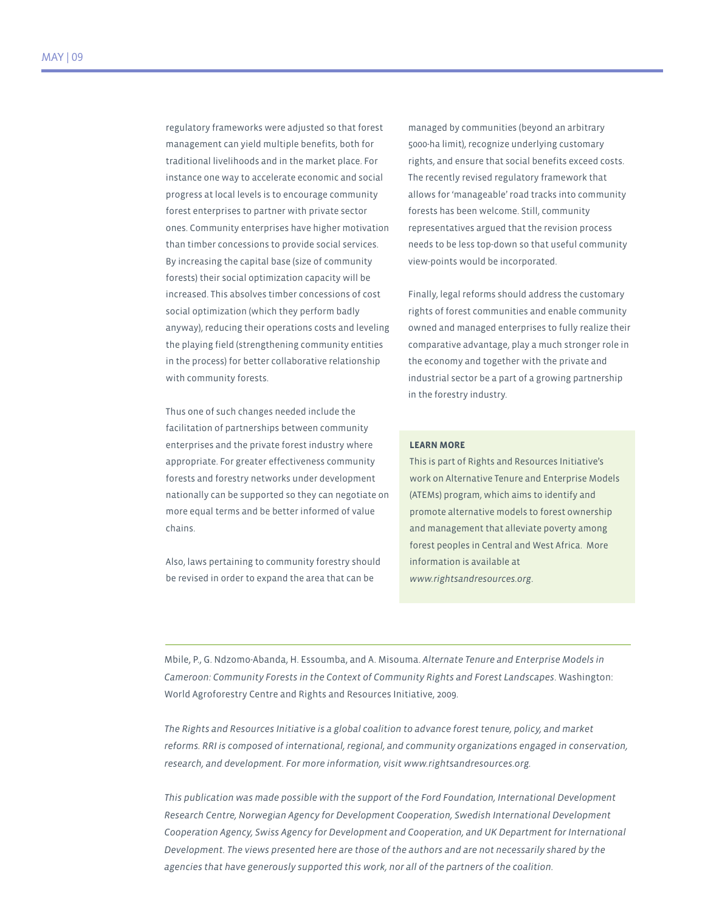regulatory frameworks were adjusted so that forest management can yield multiple benefits, both for traditional livelihoods and in the market place. For instance one way to accelerate economic and social progress at local levels is to encourage community forest enterprises to partner with private sector ones. Community enterprises have higher motivation than timber concessions to provide social services. By increasing the capital base (size of community forests) their social optimization capacity will be increased. This absolves timber concessions of cost social optimization (which they perform badly anyway), reducing their operations costs and leveling the playing field (strengthening community entities in the process) for better collaborative relationship with community forests.

Thus one of such changes needed include the facilitation of partnerships between community enterprises and the private forest industry where appropriate. For greater effectiveness community forests and forestry networks under development nationally can be supported so they can negotiate on more equal terms and be better informed of value chains.

Also, laws pertaining to community forestry should be revised in order to expand the area that can be managed by communities (beyond an arbitrary 5000-ha limit), recognize underlying customary rights, and ensure that social benefits exceed costs. The recently revised regulatory framework that allows for 'manageable' road tracks into community forests has been welcome. Still, community representatives argued that the revision process needs to be less top-down so that useful community view-points would be incorporated.

Finally, legal reforms should address the customary rights of forest communities and enable community owned and managed enterprises to fully realize their comparative advantage, play a much stronger role in the economy and together with the private and industrial sector be a part of a growing partnership in the forestry industry.

**LEARN MORE**

This is part of Rights and Resources Initiative's work on Alternative Tenure and Enterprise Models (ATEMs) program, which aims to identify and promote alternative models to forest ownership and management that alleviate poverty among forest peoples in Central and West Africa. More information is available at *www.rightsandresources.org*.

---

Mbile, P., G. Ndzomo-Abanda, H. Essoumba, and A. Misouma. *Alternate Tenure and Enterprise Models in Cameroon: Community Forests in the Context of Community Rights and Forest Landscapes*. Washington: World Agroforestry Centre and Rights and Resources Initiative, 2009.

*The Rights and Resources Initiative is a global coalition to advance forest tenure, policy, and market reforms. RRI is composed of international, regional, and community organizations engaged in conservation, research, and development. For more information, visit www.rightsandresources.org.*

*This publication was made possible with the support of the Ford Foundation, International Development Research Centre, Norwegian Agency for Development Cooperation, Swedish International Development Cooperation Agency, Swiss Agency for Development and Cooperation, and UK Department for International Development. The views presented here are those of the authors and are not necessarily shared by the agencies that have generously supported this work, nor all of the partners of the coalition.*